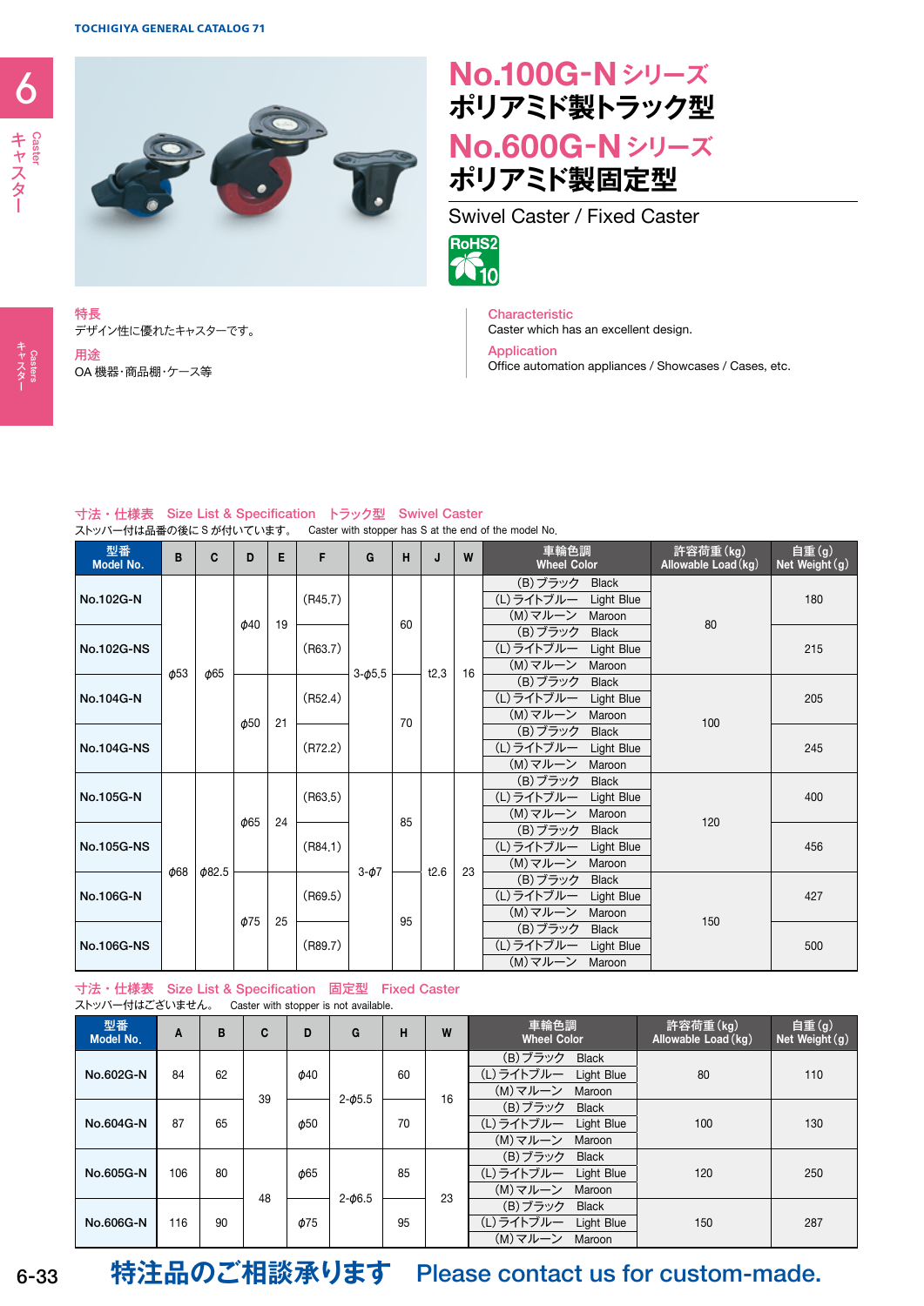# No.100G-N シリーズ ポリアミド製トラック型

# No.600G-N シリーズ ポリアミド製固定型

Swivel Caster / Fixed Caster

RoHS2 10

**特長**
デザイン性に優れたキャスターです。

**用途**
OA 機器･商品棚･ケース等

**Characteristic**
Caster which has an excellent design.

**Application**
Office automation appliances / Showcases / Cases, etc.

## 寸法・仕様表　Size List & Specification　トラック型　Swivel Caster

ストッパー付は品番の後に S が付いています。　Caster with stopper has S at the end of the model No.

| 型番 Model No. | B | C | D | E | F | G | H | J | W | 車輪色調 Wheel Color | 許容荷重(kg) Allowable Load(kg) | 自重(g) Net Weight(g) |
|---|---|---|---|---|---|---|---|---|---|---|---|---|
| No.102G-N | ϕ53 | ϕ65 | ϕ40 | 19 | (R45.7) | 3-ϕ5.5 | 60 | t2.3 | 16 | (B)ブラック Black / (L)ライトブルー Light Blue / (M)マルーン Maroon | 80 | 180 |
| No.102G-NS | ϕ53 | ϕ65 | ϕ40 | 19 | (R63.7) | 3-ϕ5.5 | 60 | t2.3 | 16 | (B)ブラック Black / (L)ライトブルー Light Blue / (M)マルーン Maroon | 80 | 215 |
| No.104G-N | ϕ53 | ϕ65 | ϕ50 | 21 | (R52.4) | 3-ϕ5.5 | 70 | t2.3 | 16 | (B)ブラック Black / (L)ライトブルー Light Blue / (M)マルーン Maroon | 100 | 205 |
| No.104G-NS | ϕ53 | ϕ65 | ϕ50 | 21 | (R72.2) | 3-ϕ5.5 | 70 | t2.3 | 16 | (B)ブラック Black / (L)ライトブルー Light Blue / (M)マルーン Maroon | 100 | 245 |
| No.105G-N | ϕ68 | ϕ82.5 | ϕ65 | 24 | (R63.5) | 3-ϕ7 | 85 | t2.6 | 23 | (B)ブラック Black / (L)ライトブルー Light Blue / (M)マルーン Maroon | 120 | 400 |
| No.105G-NS | ϕ68 | ϕ82.5 | ϕ65 | 24 | (R84.1) | 3-ϕ7 | 85 | t2.6 | 23 | (B)ブラック Black / (L)ライトブルー Light Blue / (M)マルーン Maroon | 120 | 456 |
| No.106G-N | ϕ68 | ϕ82.5 | ϕ75 | 25 | (R69.5) | 3-ϕ7 | 95 | t2.6 | 23 | (B)ブラック Black / (L)ライトブルー Light Blue / (M)マルーン Maroon | 150 | 427 |
| No.106G-NS | ϕ68 | ϕ82.5 | ϕ75 | 25 | (R89.7) | 3-ϕ7 | 95 | t2.6 | 23 | (B)ブラック Black / (L)ライトブルー Light Blue / (M)マルーン Maroon | 150 | 500 |

## 寸法・仕様表　Size List & Specification　固定型　Fixed Caster

ストッパー付はございません。　Caster with stopper is not available.

| 型番 Model No. | A | B | C | D | G | H | W | 車輪色調 Wheel Color | 許容荷重(kg) Allowable Load(kg) | 自重(g) Net Weight(g) |
|---|---|---|---|---|---|---|---|---|---|---|
| No.602G-N | 84 | 62 | 39 | ϕ40 | 2-ϕ5.5 | 60 | 16 | (B)ブラック Black / (L)ライトブルー Light Blue / (M)マルーン Maroon | 80 | 110 |
| No.604G-N | 87 | 65 | 39 | ϕ50 | 2-ϕ5.5 | 70 | 16 | (B)ブラック Black / (L)ライトブルー Light Blue / (M)マルーン Maroon | 100 | 130 |
| No.605G-N | 106 | 80 | 48 | ϕ65 | 2-ϕ6.5 | 85 | 23 | (B)ブラック Black / (L)ライトブルー Light Blue / (M)マルーン Maroon | 120 | 250 |
| No.606G-N | 116 | 90 | 48 | ϕ75 | 2-ϕ6.5 | 95 | 23 | (B)ブラック Black / (L)ライトブルー Light Blue / (M)マルーン Maroon | 150 | 287 |

**特注品のご相談承ります　Please contact us for custom-made.**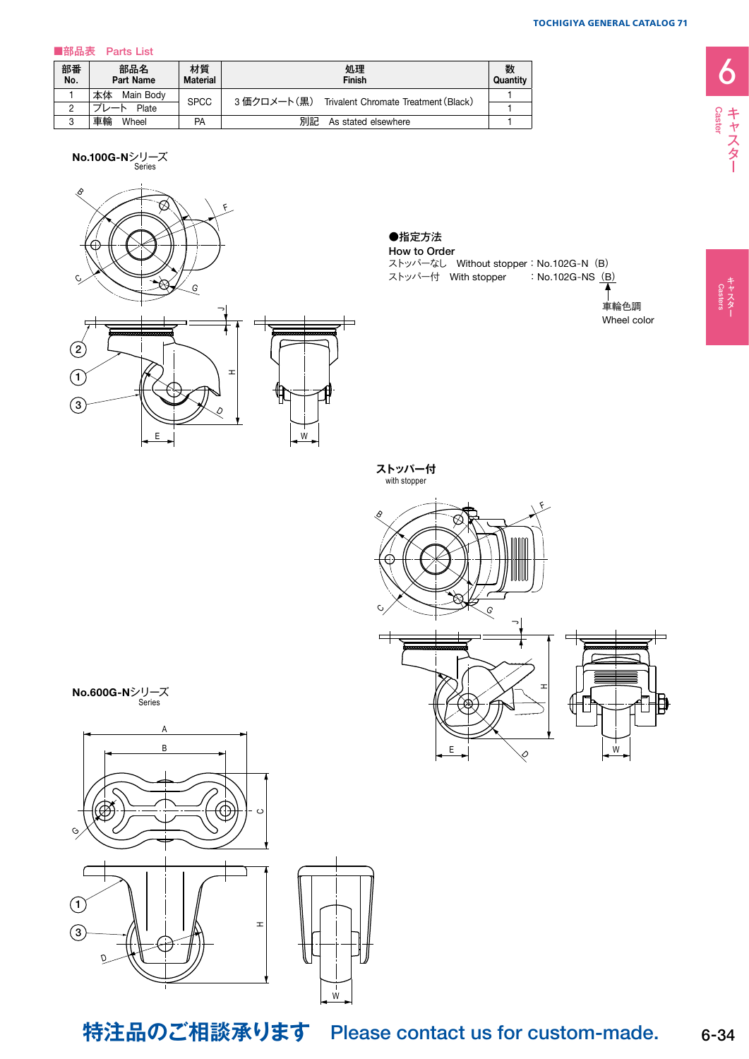■部品表　Parts List

| 部番 No. | 部品名 Part Name | 材質 Material | 処理 Finish | 数 Quantity |
|---|---|---|---|---|
| 1 | 本体　Main Body | SPCC | 3 価クロメート（黒）　Trivalent Chromate Treatment (Black) | 1 |
| 2 | プレート　Plate | | | 1 |
| 3 | 車輪　Wheel | PA | 別記　As stated elsewhere | 1 |

**No.100G-Nシリーズ** Series

B
F
C
G
J
H
E
W
D
2
1
3

●指定方法
How to Order
ストッパーなし　Without stopper：No.102G-N（B）
ストッパー付　With stopper　：No.102G-NS（B）
車輪色調
Wheel color

**ストッパー付** with stopper

B
F
C
G
J
H
E
W
D

**No.600G-Nシリーズ** Series

A
B
C
G
H
D
W
1
3

**特注品のご相談承ります　Please contact us for custom-made.**